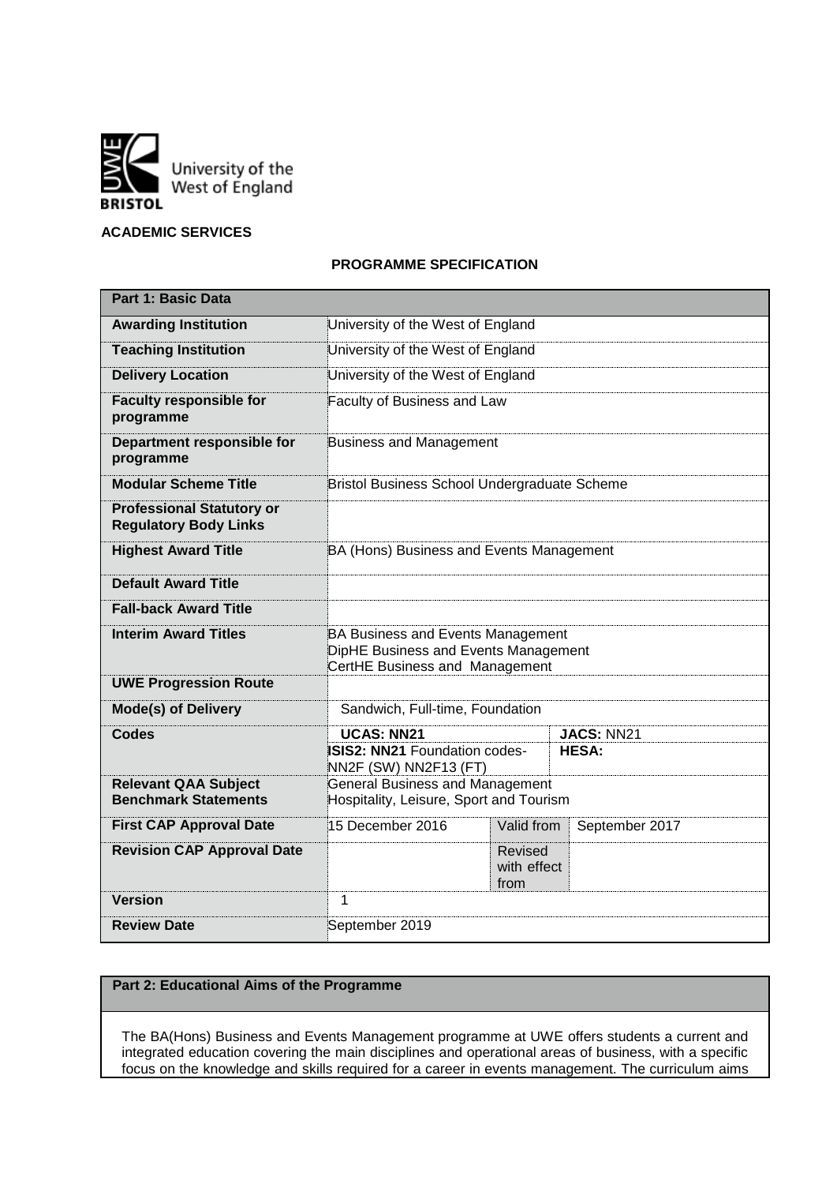**ACADEMIC SERVICES**

**PROGRAMME SPECIFICATION**

| **Part 1: Basic Data** | | | |
|---|---|---|---|
| **Awarding Institution** | University of the West of England | | |
| **Teaching Institution** | University of the West of England | | |
| **Delivery Location** | University of the West of England | | |
| **Faculty responsible for programme** | Faculty of Business and Law | | |
| **Department responsible for programme** | Business and Management | | |
| **Modular Scheme Title** | Bristol Business School Undergraduate Scheme | | |
| **Professional Statutory or Regulatory Body Links** | | | |
| **Highest Award Title** | BA (Hons) Business and Events Management | | |
| **Default Award Title** | | | |
| **Fall-back Award Title** | | | |
| **Interim Award Titles** | BA Business and Events Management<br>DipHE Business and Events Management<br>CertHE Business and Management | | |
| **UWE Progression Route** | | | |
| **Mode(s) of Delivery** | Sandwich, Full-time, Foundation | | |
| **Codes** | **UCAS: NN21**<br>**ISIS2: NN21** Foundation codes- NN2F (SW) NN2F13 (FT) | | **JACS:** NN21<br>**HESA:** |
| **Relevant QAA Subject Benchmark Statements** | General Business and Management<br>Hospitality, Leisure, Sport and Tourism | | |
| **First CAP Approval Date** | 15 December 2016 | Valid from | September 2017 |
| **Revision CAP Approval Date** | | Revised with effect from | |
| **Version** | 1 | | |
| **Review Date** | September 2019 | | |

**Part 2: Educational Aims of the Programme**

The BA(Hons) Business and Events Management programme at UWE offers students a current and integrated education covering the main disciplines and operational areas of business, with a specific focus on the knowledge and skills required for a career in events management. The curriculum aims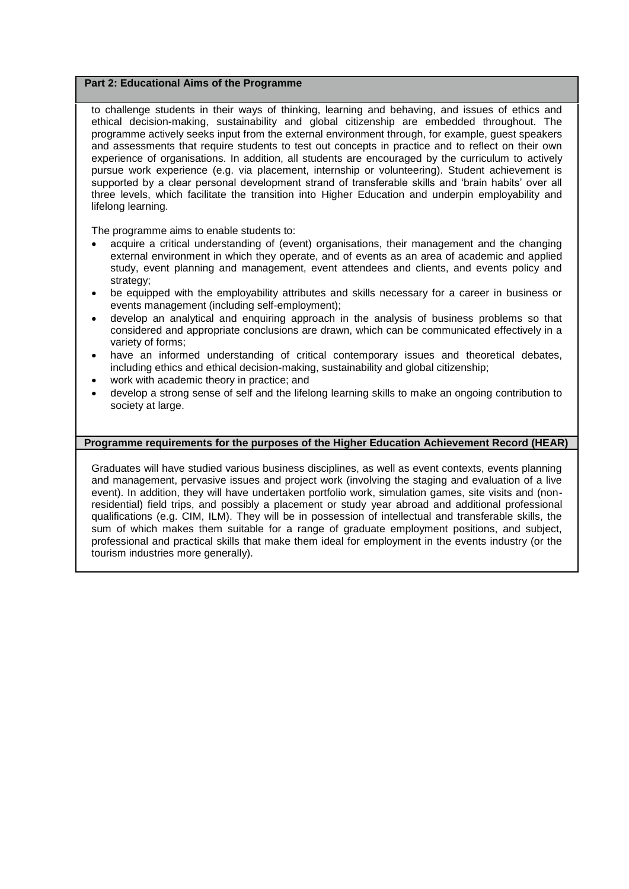## Part 2: Educational Aims of the Programme

to challenge students in their ways of thinking, learning and behaving, and issues of ethics and ethical decision-making, sustainability and global citizenship are embedded throughout. The programme actively seeks input from the external environment through, for example, guest speakers and assessments that require students to test out concepts in practice and to reflect on their own experience of organisations. In addition, all students are encouraged by the curriculum to actively pursue work experience (e.g. via placement, internship or volunteering). Student achievement is supported by a clear personal development strand of transferable skills and 'brain habits' over all three levels, which facilitate the transition into Higher Education and underpin employability and lifelong learning.

The programme aims to enable students to:

- acquire a critical understanding of (event) organisations, their management and the changing external environment in which they operate, and of events as an area of academic and applied study, event planning and management, event attendees and clients, and events policy and strategy;
- be equipped with the employability attributes and skills necessary for a career in business or events management (including self-employment);
- develop an analytical and enquiring approach in the analysis of business problems so that considered and appropriate conclusions are drawn, which can be communicated effectively in a variety of forms;
- have an informed understanding of critical contemporary issues and theoretical debates, including ethics and ethical decision-making, sustainability and global citizenship;
- work with academic theory in practice; and
- develop a strong sense of self and the lifelong learning skills to make an ongoing contribution to society at large.

## Programme requirements for the purposes of the Higher Education Achievement Record (HEAR)

Graduates will have studied various business disciplines, as well as event contexts, events planning and management, pervasive issues and project work (involving the staging and evaluation of a live event). In addition, they will have undertaken portfolio work, simulation games, site visits and (non-residential) field trips, and possibly a placement or study year abroad and additional professional qualifications (e.g. CIM, ILM). They will be in possession of intellectual and transferable skills, the sum of which makes them suitable for a range of graduate employment positions, and subject, professional and practical skills that make them ideal for employment in the events industry (or the tourism industries more generally).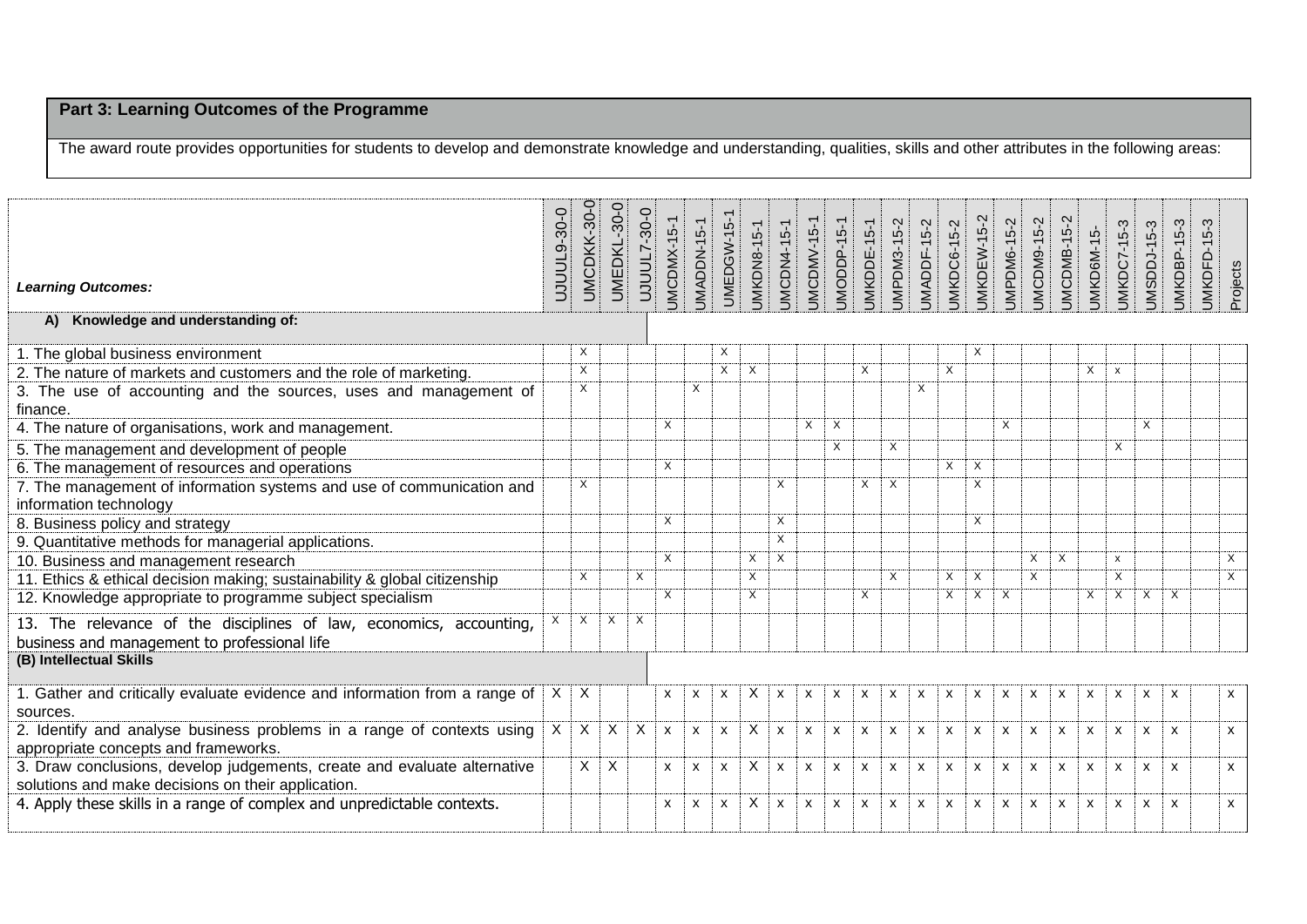## Part 3: Learning Outcomes of the Programme

The award route provides opportunities for students to develop and demonstrate knowledge and understanding, qualities, skills and other attributes in the following areas:

| ***Learning Outcomes:*** | UJUUL9-30-0 | UMCDKK-30-0 | UMEDKL-30-0 | UJUUL7-30-0 | UMCDMX-15-1 | UMADDN-15-1 | UMEDGW-15-1 | UMKDN8-15-1 | UMCDN4-15-1 | UMCDMV-15-1 | UMODDP-15-1 | UMKDDE-15-1 | UMPDM3-15-2 | UMADDF-15-2 | UMKDC6-15-2 | UMKDEW-15-2 | UMPDM6-15-2 | UMCDM9-15-2 | UMCDMB-15-2 | UMKD6M-15- | UMKDC7-15-3 | UMSDDJ-15-3 | UMKDBP-15-3 | UMKDFD-15-3 | Projects |
|---|---|---|---|---|---|---|---|---|---|---|---|---|---|---|---|---|---|---|---|---|---|---|---|---|---|
| **A) Knowledge and understanding of:** | | | | | | | | | | | | | | | | | | | | | | | | | |
| 1. The global business environment | | X | | | | | X | | | | | | | | | X | | | | | | | | | |
| 2. The nature of markets and customers and the role of marketing. | | X | | | | | X | X | | | | X | | | X | | | | | X | x | | | | |
| 3. The use of accounting and the sources, uses and management of finance. | | X | | | | X | | | | | | | | X | | | | | | | | | | | |
| 4. The nature of organisations, work and management. | | | | | X | | | | | X | X | | | | | | X | | | | | X | | | |
| 5. The management and development of people | | | | | | | | | | | X | | X | | | | | | | | X | | | | |
| 6. The management of resources and operations | | | | | X | | | | | | | | | | X | X | | | | | | | | | |
| 7. The management of information systems and use of communication and information technology | | X | | | | | | | X | | | X | X | | | X | | | | | | | | | |
| 8. Business policy and strategy | | | | | X | | | | X | | | | | | | X | | | | | | | | | |
| 9. Quantitative methods for managerial applications. | | | | | | | | | X | | | | | | | | | | | | | | | | |
| 10. Business and management research | | | | | X | | | X | X | | | | | | | | | X | X | | x | | | | X |
| 11. Ethics & ethical decision making; sustainability & global citizenship | | X | | X | | | | X | | | | | X | | X | X | | X | | | X | | | | X |
| 12. Knowledge appropriate to programme subject specialism | | | | | X | | | X | | | | X | | | X | X | X | | | X | X | X | X | | |
| 13. The relevance of the disciplines of law, economics, accounting, business and management to professional life | X | X | X | X | | | | | | | | | | | | | | | | | | | | | |
| **(B) Intellectual Skills** | | | | | | | | | | | | | | | | | | | | | | | | | |
| 1. Gather and critically evaluate evidence and information from a range of sources. | X | X | | | x | x | x | X | x | x | x | x | x | x | x | x | x | x | x | x | x | x | x | | x |
| 2. Identify and analyse business problems in a range of contexts using appropriate concepts and frameworks. | X | X | X | X | x | x | x | X | x | x | x | x | x | x | x | x | x | x | x | x | x | x | x | | x |
| 3. Draw conclusions, develop judgements, create and evaluate alternative solutions and make decisions on their application. | | X | X | | x | x | x | X | x | x | x | x | x | x | x | x | x | x | x | x | x | x | x | | x |
| 4. Apply these skills in a range of complex and unpredictable contexts. | | | | | x | x | x | X | x | x | x | x | x | x | x | x | x | x | x | x | x | x | x | | x |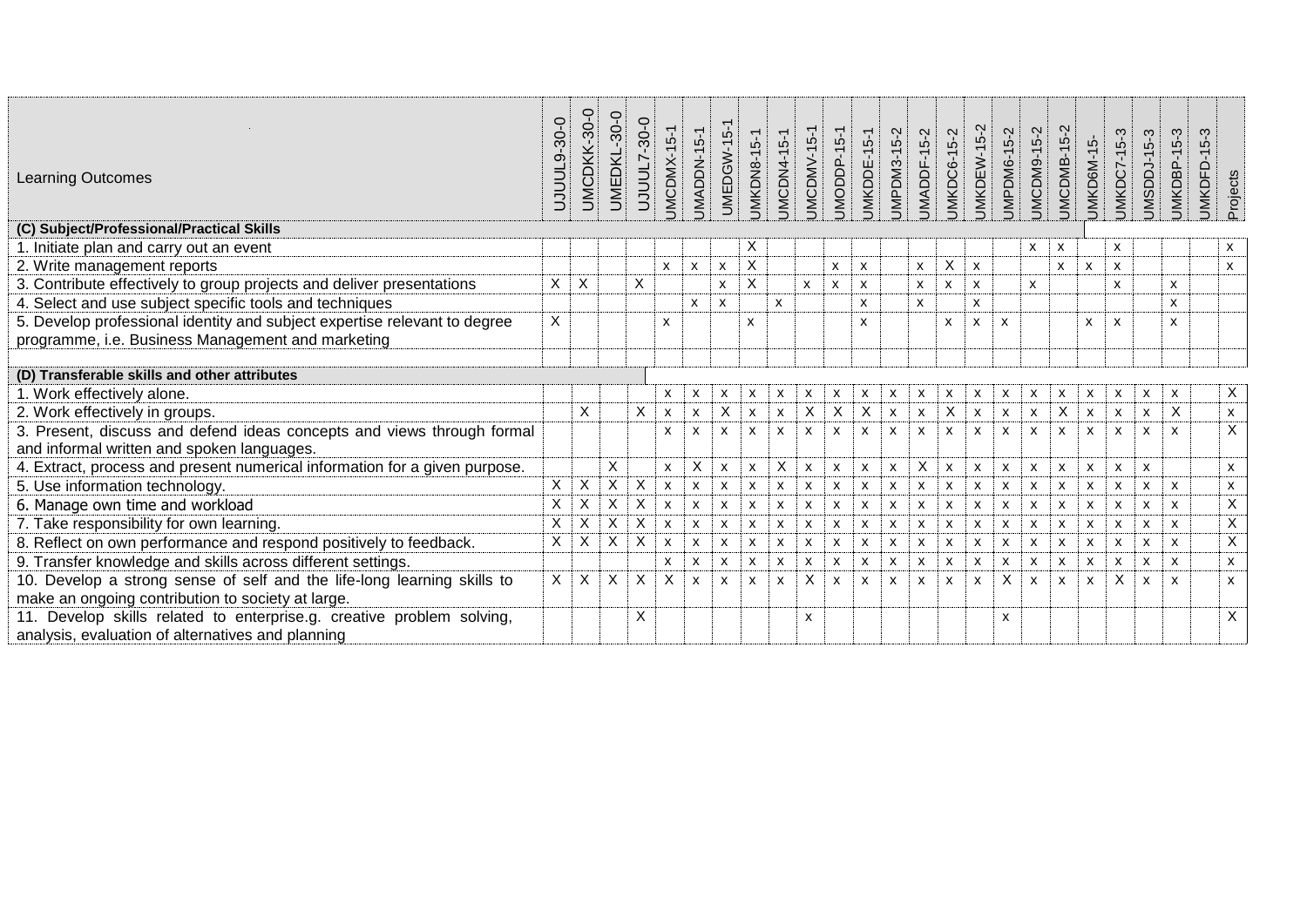| Learning Outcomes | UJUUL9-30-0 | UMCDKK-30-0 | UMEDKL-30-0 | UJUUL7-30-0 | UMCDMX-15-1 | UMADDN-15-1 | UMEDGW-15-1 | UMKDN8-15-1 | UMCDN4-15-1 | UMCDMV-15-1 | UMODDP-15-1 | UMKDDE-15-1 | UMPDM3-15-2 | UMADDF-15-2 | UMKDC6-15-2 | UMKDEW-15-2 | UMPDM6-15-2 | UMCDM9-15-2 | UMCDMB-15-2 | UMKD6M-15- | UMKDC7-15-3 | UMSDDJ-15-3 | UMKDBP-15-3 | UMKDFD-15-3 | Projects |
|---|---|---|---|---|---|---|---|---|---|---|---|---|---|---|---|---|---|---|---|---|---|---|---|---|---|
| **(C) Subject/Professional/Practical Skills** | | | | | | | | | | | | | | | | | | | | | | | | | |
| 1. Initiate plan and carry out an event | | | | | | | | X | | | | | | | | | | x | x | | x | | | | x |
| 2. Write management reports | | | | | x | x | x | X | | | x | x | | x | X | x | | | x | x | x | | | | x |
| 3. Contribute effectively to group projects and deliver presentations | X | X | | X | | | x | X | | x | x | x | | x | x | x | | x | | | x | | x | | |
| 4. Select and use subject specific tools and techniques | | | | | | x | x | | x | | | x | | x | | x | | | | | | | x | | |
| 5. Develop professional identity and subject expertise relevant to degree programme, i.e. Business Management and marketing | X | | | | x | | | x | | | | x | | | x | x | x | | | x | x | | x | | |
| | | | | | | | | | | | | | | | | | | | | | | | | | |
| **(D) Transferable skills and other attributes** | | | | | | | | | | | | | | | | | | | | | | | | | |
| 1. Work effectively alone. | | | | | x | x | x | x | x | x | x | x | x | x | x | x | x | x | x | x | x | x | x | | X |
| 2. Work effectively in groups. | | X | | X | x | x | X | x | x | X | X | X | x | x | X | x | x | x | X | x | x | x | X | | x |
| 3. Present, discuss and defend ideas concepts and views through formal and informal written and spoken languages. | | | | | x | x | x | x | x | x | x | x | x | x | x | x | x | x | x | x | x | x | x | | X |
| 4. Extract, process and present numerical information for a given purpose. | | | X | | x | X | x | x | X | x | x | x | x | X | x | x | x | x | x | x | x | x | | | x |
| 5. Use information technology. | X | X | X | X | x | x | x | x | x | x | x | x | x | x | x | x | x | x | x | x | x | x | x | | x |
| 6. Manage own time and workload | X | X | X | X | x | x | x | x | x | x | x | x | x | x | x | x | x | x | x | x | x | x | x | | X |
| 7. Take responsibility for own learning. | X | X | X | X | x | x | x | x | x | x | x | x | x | x | x | x | x | x | x | x | x | x | x | | X |
| 8. Reflect on own performance and respond positively to feedback. | X | X | X | X | x | x | x | x | x | x | x | x | x | x | x | x | x | x | x | x | x | x | x | | X |
| 9. Transfer knowledge and skills across different settings. | | | | | x | x | x | x | x | x | x | x | x | x | x | x | x | x | x | x | x | x | x | | x |
| 10. Develop a strong sense of self and the life-long learning skills to make an ongoing contribution to society at large. | X | X | X | X | X | x | x | x | x | X | x | x | x | x | x | x | X | x | x | x | X | x | x | | x |
| 11. Develop skills related to enterprise.g. creative problem solving, analysis, evaluation of alternatives and planning | | | | X | | | | | | x | | | | | | | x | | | | | | | | X |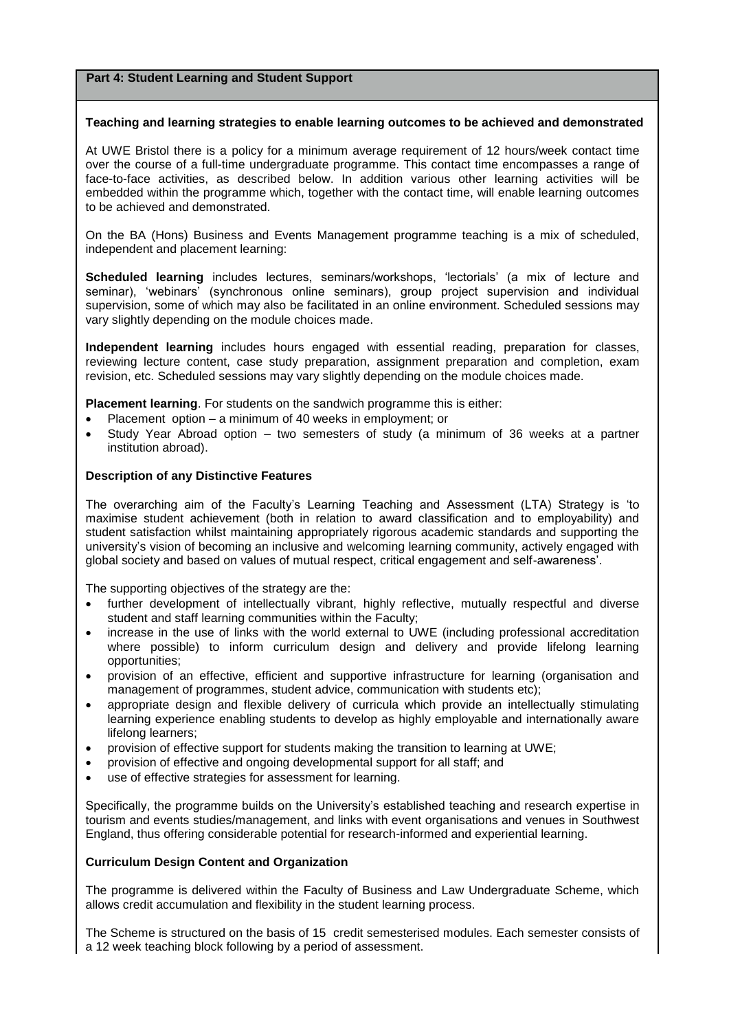## Part 4: Student Learning and Student Support

### Teaching and learning strategies to enable learning outcomes to be achieved and demonstrated

At UWE Bristol there is a policy for a minimum average requirement of 12 hours/week contact time over the course of a full-time undergraduate programme. This contact time encompasses a range of face-to-face activities, as described below. In addition various other learning activities will be embedded within the programme which, together with the contact time, will enable learning outcomes to be achieved and demonstrated.

On the BA (Hons) Business and Events Management programme teaching is a mix of scheduled, independent and placement learning:

**Scheduled learning** includes lectures, seminars/workshops, 'lectorials' (a mix of lecture and seminar), 'webinars' (synchronous online seminars), group project supervision and individual supervision, some of which may also be facilitated in an online environment. Scheduled sessions may vary slightly depending on the module choices made.

**Independent learning** includes hours engaged with essential reading, preparation for classes, reviewing lecture content, case study preparation, assignment preparation and completion, exam revision, etc. Scheduled sessions may vary slightly depending on the module choices made.

**Placement learning**. For students on the sandwich programme this is either:

- Placement option – a minimum of 40 weeks in employment; or
- Study Year Abroad option – two semesters of study (a minimum of 36 weeks at a partner institution abroad).

### Description of any Distinctive Features

The overarching aim of the Faculty's Learning Teaching and Assessment (LTA) Strategy is 'to maximise student achievement (both in relation to award classification and to employability) and student satisfaction whilst maintaining appropriately rigorous academic standards and supporting the university's vision of becoming an inclusive and welcoming learning community, actively engaged with global society and based on values of mutual respect, critical engagement and self-awareness'.

The supporting objectives of the strategy are the:

- further development of intellectually vibrant, highly reflective, mutually respectful and diverse student and staff learning communities within the Faculty;
- increase in the use of links with the world external to UWE (including professional accreditation where possible) to inform curriculum design and delivery and provide lifelong learning opportunities;
- provision of an effective, efficient and supportive infrastructure for learning (organisation and management of programmes, student advice, communication with students etc);
- appropriate design and flexible delivery of curricula which provide an intellectually stimulating learning experience enabling students to develop as highly employable and internationally aware lifelong learners;
- provision of effective support for students making the transition to learning at UWE;
- provision of effective and ongoing developmental support for all staff; and
- use of effective strategies for assessment for learning.

Specifically, the programme builds on the University's established teaching and research expertise in tourism and events studies/management, and links with event organisations and venues in Southwest England, thus offering considerable potential for research-informed and experiential learning.

### Curriculum Design Content and Organization

The programme is delivered within the Faculty of Business and Law Undergraduate Scheme, which allows credit accumulation and flexibility in the student learning process.

The Scheme is structured on the basis of 15 credit semesterised modules. Each semester consists of a 12 week teaching block following by a period of assessment.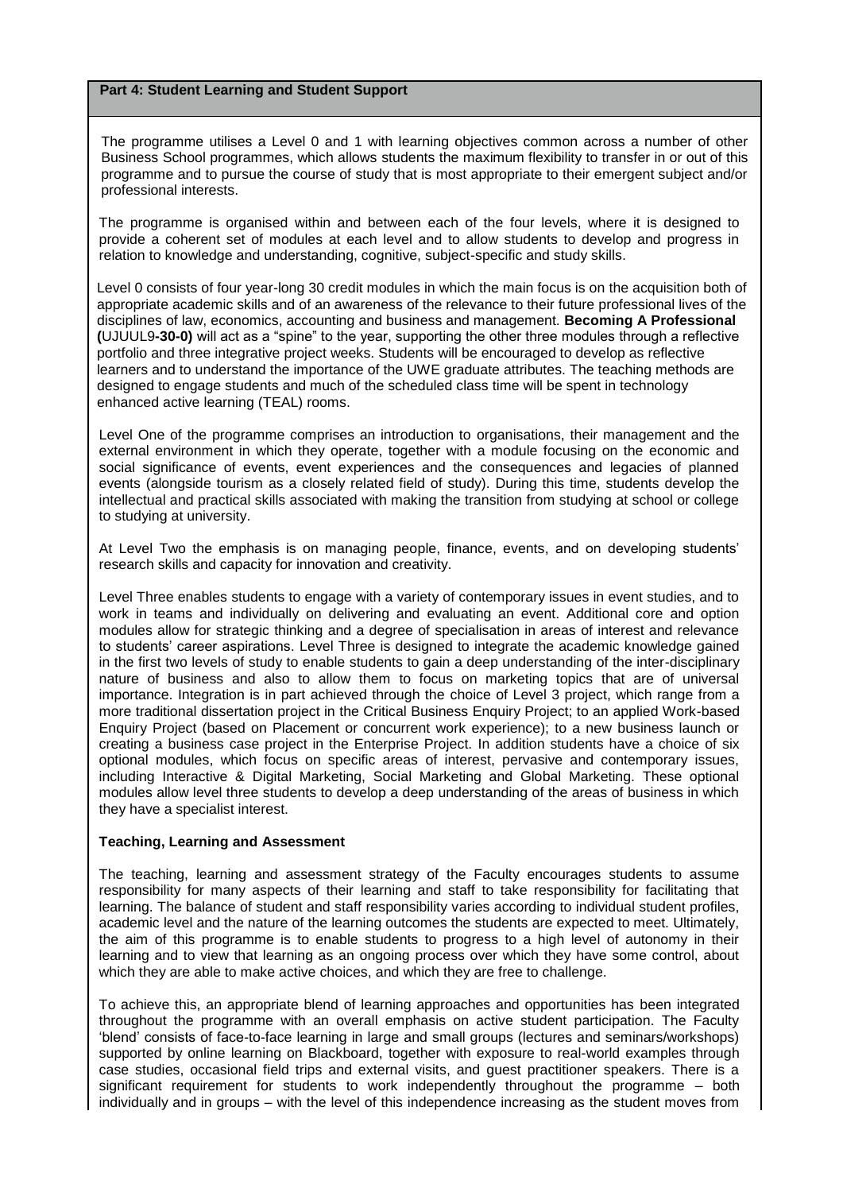## Part 4: Student Learning and Student Support

The programme utilises a Level 0 and 1 with learning objectives common across a number of other Business School programmes, which allows students the maximum flexibility to transfer in or out of this programme and to pursue the course of study that is most appropriate to their emergent subject and/or professional interests.

The programme is organised within and between each of the four levels, where it is designed to provide a coherent set of modules at each level and to allow students to develop and progress in relation to knowledge and understanding, cognitive, subject-specific and study skills.

Level 0 consists of four year-long 30 credit modules in which the main focus is on the acquisition both of appropriate academic skills and of an awareness of the relevance to their future professional lives of the disciplines of law, economics, accounting and business and management. **Becoming A Professional (**UJUUL9**-30-0)** will act as a "spine" to the year, supporting the other three modules through a reflective portfolio and three integrative project weeks. Students will be encouraged to develop as reflective learners and to understand the importance of the UWE graduate attributes. The teaching methods are designed to engage students and much of the scheduled class time will be spent in technology enhanced active learning (TEAL) rooms.

Level One of the programme comprises an introduction to organisations, their management and the external environment in which they operate, together with a module focusing on the economic and social significance of events, event experiences and the consequences and legacies of planned events (alongside tourism as a closely related field of study). During this time, students develop the intellectual and practical skills associated with making the transition from studying at school or college to studying at university.

At Level Two the emphasis is on managing people, finance, events, and on developing students' research skills and capacity for innovation and creativity.

Level Three enables students to engage with a variety of contemporary issues in event studies, and to work in teams and individually on delivering and evaluating an event. Additional core and option modules allow for strategic thinking and a degree of specialisation in areas of interest and relevance to students' career aspirations. Level Three is designed to integrate the academic knowledge gained in the first two levels of study to enable students to gain a deep understanding of the inter-disciplinary nature of business and also to allow them to focus on marketing topics that are of universal importance. Integration is in part achieved through the choice of Level 3 project, which range from a more traditional dissertation project in the Critical Business Enquiry Project; to an applied Work-based Enquiry Project (based on Placement or concurrent work experience); to a new business launch or creating a business case project in the Enterprise Project. In addition students have a choice of six optional modules, which focus on specific areas of interest, pervasive and contemporary issues, including Interactive & Digital Marketing, Social Marketing and Global Marketing. These optional modules allow level three students to develop a deep understanding of the areas of business in which they have a specialist interest.

### Teaching, Learning and Assessment

The teaching, learning and assessment strategy of the Faculty encourages students to assume responsibility for many aspects of their learning and staff to take responsibility for facilitating that learning. The balance of student and staff responsibility varies according to individual student profiles, academic level and the nature of the learning outcomes the students are expected to meet. Ultimately, the aim of this programme is to enable students to progress to a high level of autonomy in their learning and to view that learning as an ongoing process over which they have some control, about which they are able to make active choices, and which they are free to challenge.

To achieve this, an appropriate blend of learning approaches and opportunities has been integrated throughout the programme with an overall emphasis on active student participation. The Faculty 'blend' consists of face-to-face learning in large and small groups (lectures and seminars/workshops) supported by online learning on Blackboard, together with exposure to real-world examples through case studies, occasional field trips and external visits, and guest practitioner speakers. There is a significant requirement for students to work independently throughout the programme – both individually and in groups – with the level of this independence increasing as the student moves from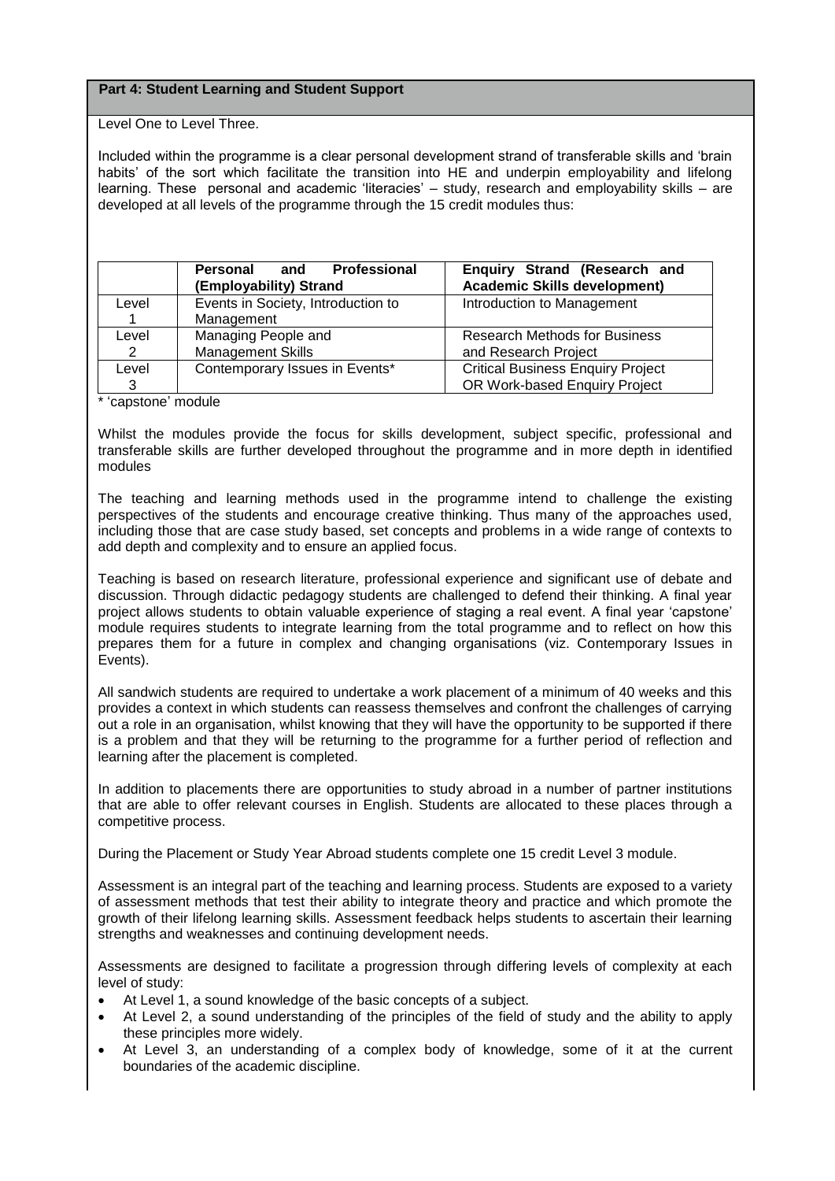## Part 4: Student Learning and Student Support

Level One to Level Three.

Included within the programme is a clear personal development strand of transferable skills and 'brain habits' of the sort which facilitate the transition into HE and underpin employability and lifelong learning. These personal and academic 'literacies' – study, research and employability skills – are developed at all levels of the programme through the 15 credit modules thus:

| | Personal and Professional (Employability) Strand | Enquiry Strand (Research and Academic Skills development) |
|---|---|---|
| Level 1 | Events in Society, Introduction to Management | Introduction to Management |
| Level 2 | Managing People and Management Skills | Research Methods for Business and Research Project |
| Level 3 | Contemporary Issues in Events* | Critical Business Enquiry Project OR Work-based Enquiry Project |

* 'capstone' module

Whilst the modules provide the focus for skills development, subject specific, professional and transferable skills are further developed throughout the programme and in more depth in identified modules

The teaching and learning methods used in the programme intend to challenge the existing perspectives of the students and encourage creative thinking. Thus many of the approaches used, including those that are case study based, set concepts and problems in a wide range of contexts to add depth and complexity and to ensure an applied focus.

Teaching is based on research literature, professional experience and significant use of debate and discussion. Through didactic pedagogy students are challenged to defend their thinking. A final year project allows students to obtain valuable experience of staging a real event. A final year 'capstone' module requires students to integrate learning from the total programme and to reflect on how this prepares them for a future in complex and changing organisations (viz. Contemporary Issues in Events).

All sandwich students are required to undertake a work placement of a minimum of 40 weeks and this provides a context in which students can reassess themselves and confront the challenges of carrying out a role in an organisation, whilst knowing that they will have the opportunity to be supported if there is a problem and that they will be returning to the programme for a further period of reflection and learning after the placement is completed.

In addition to placements there are opportunities to study abroad in a number of partner institutions that are able to offer relevant courses in English. Students are allocated to these places through a competitive process.

During the Placement or Study Year Abroad students complete one 15 credit Level 3 module.

Assessment is an integral part of the teaching and learning process. Students are exposed to a variety of assessment methods that test their ability to integrate theory and practice and which promote the growth of their lifelong learning skills. Assessment feedback helps students to ascertain their learning strengths and weaknesses and continuing development needs.

Assessments are designed to facilitate a progression through differing levels of complexity at each level of study:

- At Level 1, a sound knowledge of the basic concepts of a subject.
- At Level 2, a sound understanding of the principles of the field of study and the ability to apply these principles more widely.
- At Level 3, an understanding of a complex body of knowledge, some of it at the current boundaries of the academic discipline.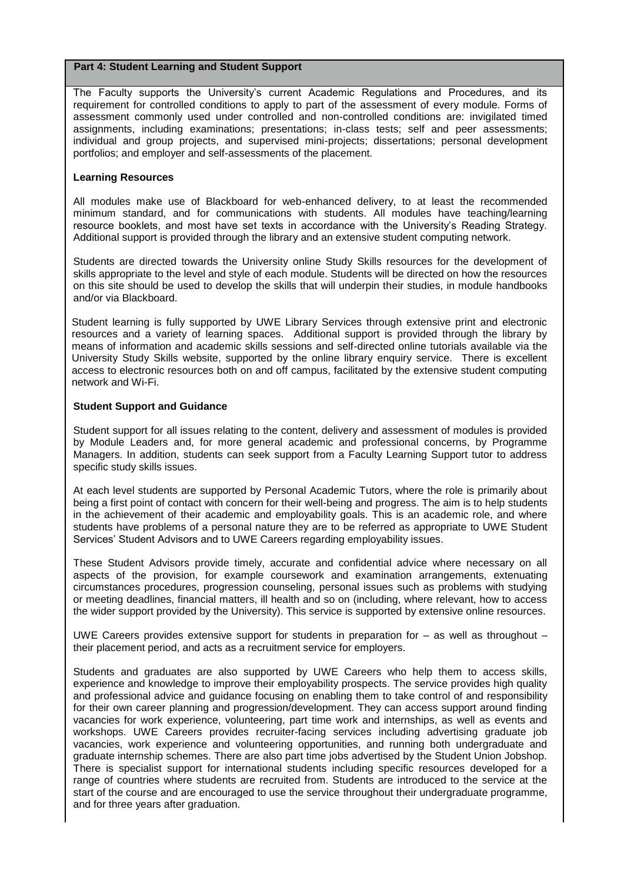## Part 4: Student Learning and Student Support

The Faculty supports the University's current Academic Regulations and Procedures, and its requirement for controlled conditions to apply to part of the assessment of every module. Forms of assessment commonly used under controlled and non-controlled conditions are: invigilated timed assignments, including examinations; presentations; in-class tests; self and peer assessments; individual and group projects, and supervised mini-projects; dissertations; personal development portfolios; and employer and self-assessments of the placement.

### Learning Resources

All modules make use of Blackboard for web-enhanced delivery, to at least the recommended minimum standard, and for communications with students. All modules have teaching/learning resource booklets, and most have set texts in accordance with the University's Reading Strategy. Additional support is provided through the library and an extensive student computing network.

Students are directed towards the University online Study Skills resources for the development of skills appropriate to the level and style of each module. Students will be directed on how the resources on this site should be used to develop the skills that will underpin their studies, in module handbooks and/or via Blackboard.

Student learning is fully supported by UWE Library Services through extensive print and electronic resources and a variety of learning spaces. Additional support is provided through the library by means of information and academic skills sessions and self-directed online tutorials available via the University Study Skills website, supported by the online library enquiry service. There is excellent access to electronic resources both on and off campus, facilitated by the extensive student computing network and Wi-Fi.

### Student Support and Guidance

Student support for all issues relating to the content, delivery and assessment of modules is provided by Module Leaders and, for more general academic and professional concerns, by Programme Managers. In addition, students can seek support from a Faculty Learning Support tutor to address specific study skills issues.

At each level students are supported by Personal Academic Tutors, where the role is primarily about being a first point of contact with concern for their well-being and progress. The aim is to help students in the achievement of their academic and employability goals. This is an academic role, and where students have problems of a personal nature they are to be referred as appropriate to UWE Student Services' Student Advisors and to UWE Careers regarding employability issues.

These Student Advisors provide timely, accurate and confidential advice where necessary on all aspects of the provision, for example coursework and examination arrangements, extenuating circumstances procedures, progression counseling, personal issues such as problems with studying or meeting deadlines, financial matters, ill health and so on (including, where relevant, how to access the wider support provided by the University). This service is supported by extensive online resources.

UWE Careers provides extensive support for students in preparation for – as well as throughout – their placement period, and acts as a recruitment service for employers.

Students and graduates are also supported by UWE Careers who help them to access skills, experience and knowledge to improve their employability prospects. The service provides high quality and professional advice and guidance focusing on enabling them to take control of and responsibility for their own career planning and progression/development. They can access support around finding vacancies for work experience, volunteering, part time work and internships, as well as events and workshops. UWE Careers provides recruiter-facing services including advertising graduate job vacancies, work experience and volunteering opportunities, and running both undergraduate and graduate internship schemes. There are also part time jobs advertised by the Student Union Jobshop. There is specialist support for international students including specific resources developed for a range of countries where students are recruited from. Students are introduced to the service at the start of the course and are encouraged to use the service throughout their undergraduate programme, and for three years after graduation.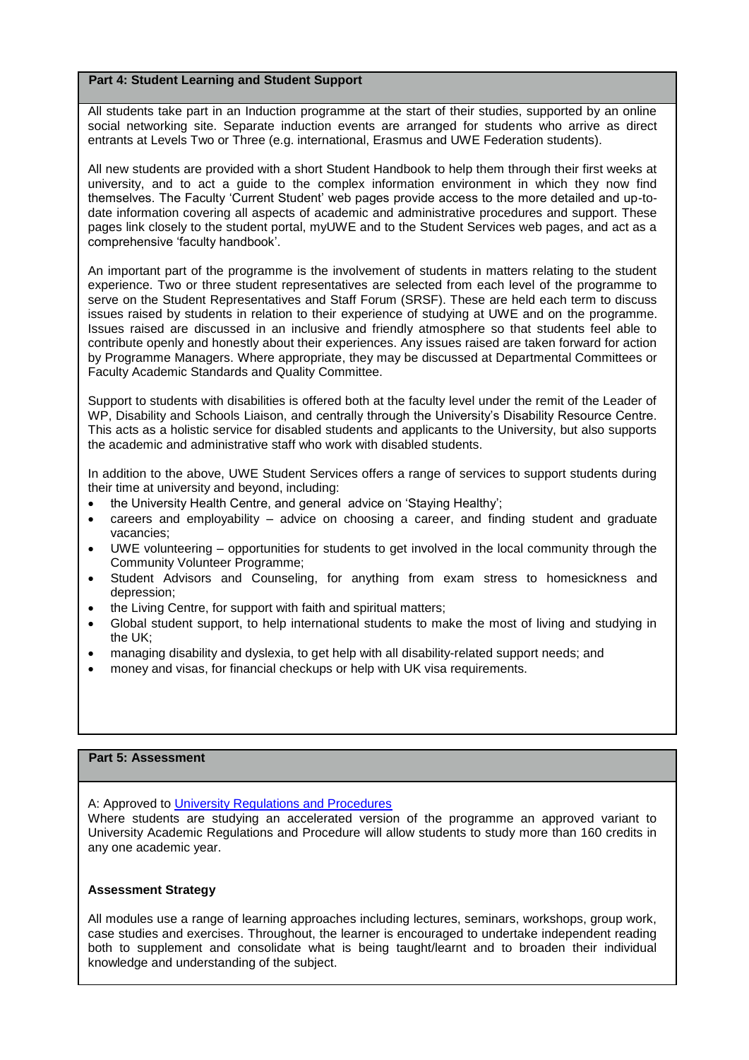## Part 4: Student Learning and Student Support

All students take part in an Induction programme at the start of their studies, supported by an online social networking site. Separate induction events are arranged for students who arrive as direct entrants at Levels Two or Three (e.g. international, Erasmus and UWE Federation students).

All new students are provided with a short Student Handbook to help them through their first weeks at university, and to act a guide to the complex information environment in which they now find themselves. The Faculty 'Current Student' web pages provide access to the more detailed and up-to-date information covering all aspects of academic and administrative procedures and support. These pages link closely to the student portal, myUWE and to the Student Services web pages, and act as a comprehensive 'faculty handbook'.

An important part of the programme is the involvement of students in matters relating to the student experience. Two or three student representatives are selected from each level of the programme to serve on the Student Representatives and Staff Forum (SRSF). These are held each term to discuss issues raised by students in relation to their experience of studying at UWE and on the programme. Issues raised are discussed in an inclusive and friendly atmosphere so that students feel able to contribute openly and honestly about their experiences. Any issues raised are taken forward for action by Programme Managers. Where appropriate, they may be discussed at Departmental Committees or Faculty Academic Standards and Quality Committee.

Support to students with disabilities is offered both at the faculty level under the remit of the Leader of WP, Disability and Schools Liaison, and centrally through the University's Disability Resource Centre. This acts as a holistic service for disabled students and applicants to the University, but also supports the academic and administrative staff who work with disabled students.

In addition to the above, UWE Student Services offers a range of services to support students during their time at university and beyond, including:

- the University Health Centre, and general advice on 'Staying Healthy';
- careers and employability – advice on choosing a career, and finding student and graduate vacancies;
- UWE volunteering – opportunities for students to get involved in the local community through the Community Volunteer Programme;
- Student Advisors and Counseling, for anything from exam stress to homesickness and depression;
- the Living Centre, for support with faith and spiritual matters;
- Global student support, to help international students to make the most of living and studying in the UK;
- managing disability and dyslexia, to get help with all disability-related support needs; and
- money and visas, for financial checkups or help with UK visa requirements.

## Part 5: Assessment

A: Approved to University Regulations and Procedures

Where students are studying an accelerated version of the programme an approved variant to University Academic Regulations and Procedure will allow students to study more than 160 credits in any one academic year.

**Assessment Strategy**

All modules use a range of learning approaches including lectures, seminars, workshops, group work, case studies and exercises. Throughout, the learner is encouraged to undertake independent reading both to supplement and consolidate what is being taught/learnt and to broaden their individual knowledge and understanding of the subject.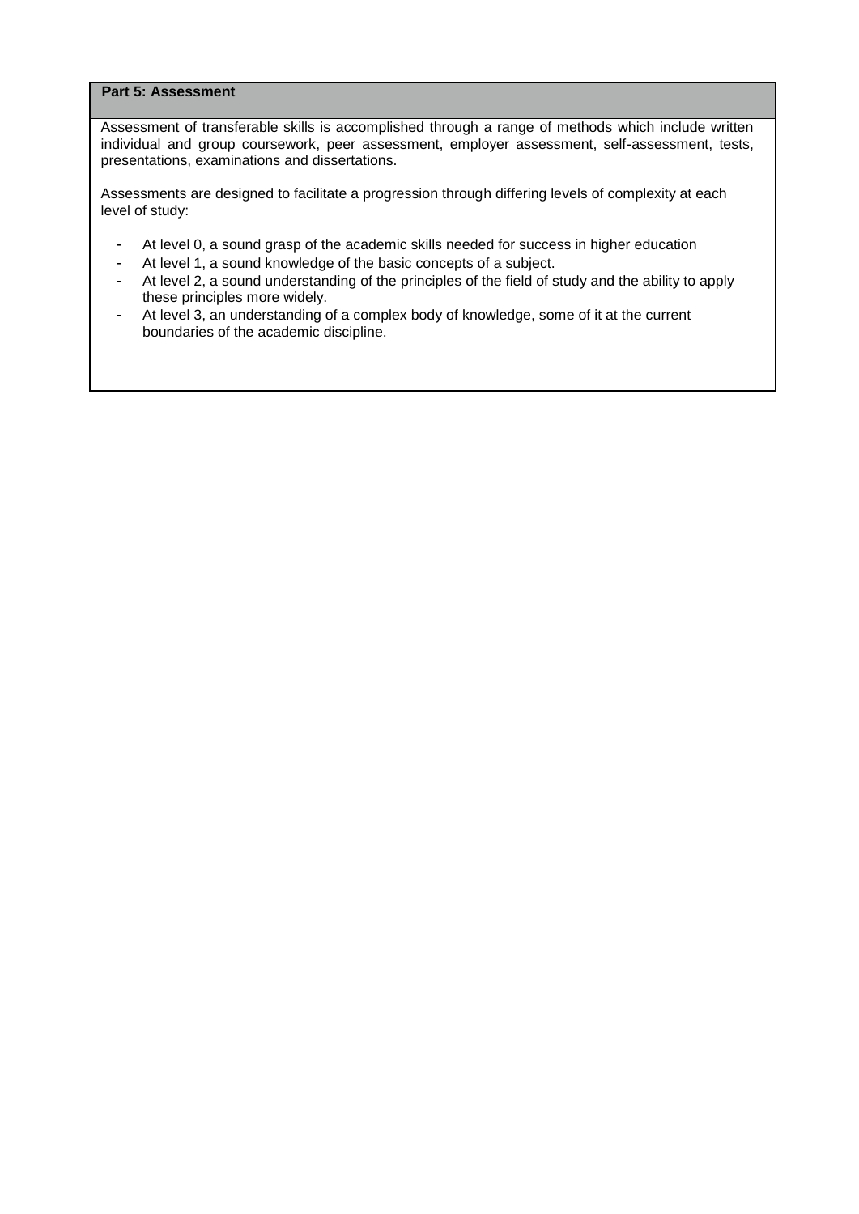## Part 5: Assessment

Assessment of transferable skills is accomplished through a range of methods which include written individual and group coursework, peer assessment, employer assessment, self-assessment, tests, presentations, examinations and dissertations.

Assessments are designed to facilitate a progression through differing levels of complexity at each level of study:

- At level 0, a sound grasp of the academic skills needed for success in higher education
- At level 1, a sound knowledge of the basic concepts of a subject.
- At level 2, a sound understanding of the principles of the field of study and the ability to apply these principles more widely.
- At level 3, an understanding of a complex body of knowledge, some of it at the current boundaries of the academic discipline.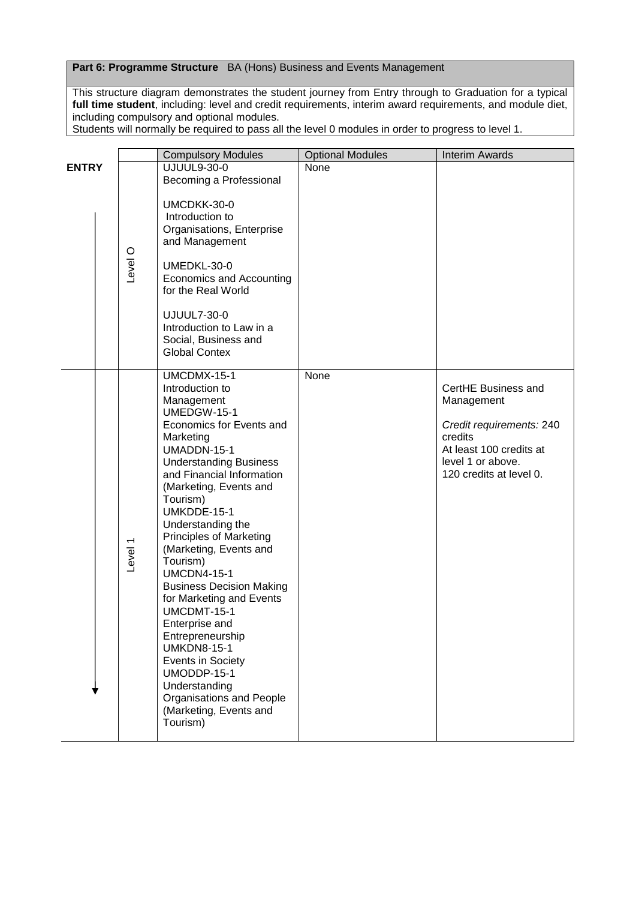**Part 6: Programme Structure** BA (Hons) Business and Events Management

This structure diagram demonstrates the student journey from Entry through to Graduation for a typical **full time student**, including: level and credit requirements, interim award requirements, and module diet, including compulsory and optional modules.
Students will normally be required to pass all the level 0 modules in order to progress to level 1.

| | | Compulsory Modules | Optional Modules | Interim Awards |
|---|---|---|---|---|
| ENTRY | Level O | UJUUL9-30-0<br>Becoming a Professional<br><br>UMCDKK-30-0<br>Introduction to Organisations, Enterprise and Management<br><br>UMEDKL-30-0<br>Economics and Accounting for the Real World<br><br>UJUUL7-30-0<br>Introduction to Law in a Social, Business and Global Contex | None | |
| | Level 1 | UMCDMX-15-1<br>Introduction to Management<br>UMEDGW-15-1<br>Economics for Events and Marketing<br>UMADDN-15-1<br>Understanding Business and Financial Information (Marketing, Events and Tourism)<br>UMKDDE-15-1<br>Understanding the Principles of Marketing (Marketing, Events and Tourism)<br>UMCDN4-15-1<br>Business Decision Making for Marketing and Events<br>UMCDMT-15-1<br>Enterprise and Entrepreneurship<br>UMKDN8-15-1<br>Events in Society<br>UMODDP-15-1<br>Understanding Organisations and People (Marketing, Events and Tourism) | None | CertHE Business and Management<br><br>*Credit requirements:* 240 credits<br>At least 100 credits at level 1 or above.<br>120 credits at level 0. |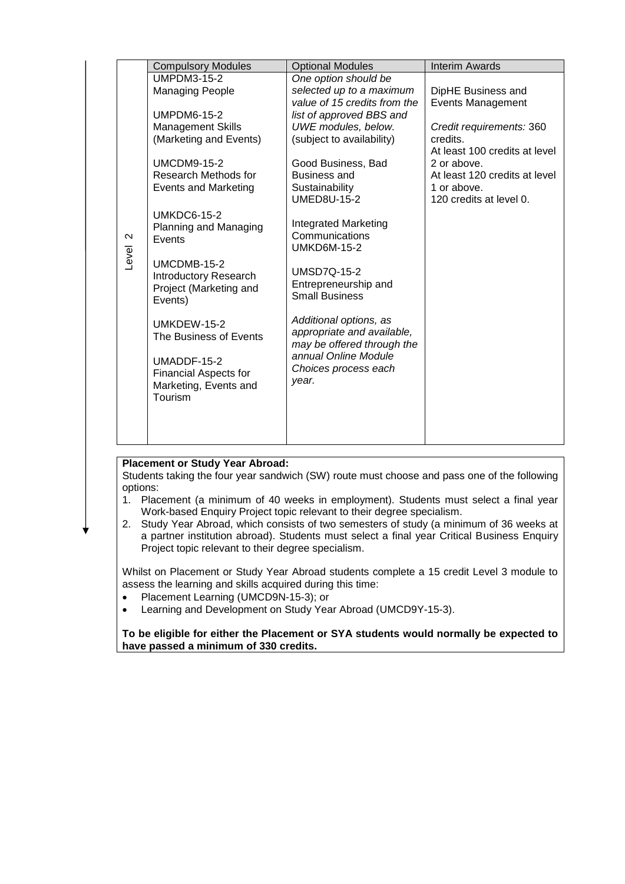| | Compulsory Modules | Optional Modules | Interim Awards |
|---|---|---|---|
| Level 2 | UMPDM3-15-2<br>Managing People<br><br>UMPDM6-15-2<br>Management Skills (Marketing and Events)<br><br>UMCDM9-15-2<br>Research Methods for Events and Marketing<br><br>UMKDC6-15-2<br>Planning and Managing Events<br><br>UMCDMB-15-2<br>Introductory Research Project (Marketing and Events)<br><br>UMKDEW-15-2<br>The Business of Events<br><br>UMADDF-15-2<br>Financial Aspects for Marketing, Events and Tourism | *One option should be selected up to a maximum value of 15 credits from the list of approved BBS and UWE modules, below.*<br>(subject to availability)<br><br>Good Business, Bad Business and Sustainability<br>UMED8U-15-2<br><br>Integrated Marketing Communications<br>UMKD6M-15-2<br><br>UMSD7Q-15-2<br>Entrepreneurship and Small Business<br><br>*Additional options, as appropriate and available, may be offered through the annual Online Module Choices process each year.* | DipHE Business and Events Management<br><br>*Credit requirements:* 360 credits.<br>At least 100 credits at level 2 or above.<br>At least 120 credits at level 1 or above.<br>120 credits at level 0. |

**Placement or Study Year Abroad:**

Students taking the four year sandwich (SW) route must choose and pass one of the following options:

1. Placement (a minimum of 40 weeks in employment). Students must select a final year Work-based Enquiry Project topic relevant to their degree specialism.
2. Study Year Abroad, which consists of two semesters of study (a minimum of 36 weeks at a partner institution abroad). Students must select a final year Critical Business Enquiry Project topic relevant to their degree specialism.

Whilst on Placement or Study Year Abroad students complete a 15 credit Level 3 module to assess the learning and skills acquired during this time:

- Placement Learning (UMCD9N-15-3); or
- Learning and Development on Study Year Abroad (UMCD9Y-15-3).

**To be eligible for either the Placement or SYA students would normally be expected to have passed a minimum of 330 credits.**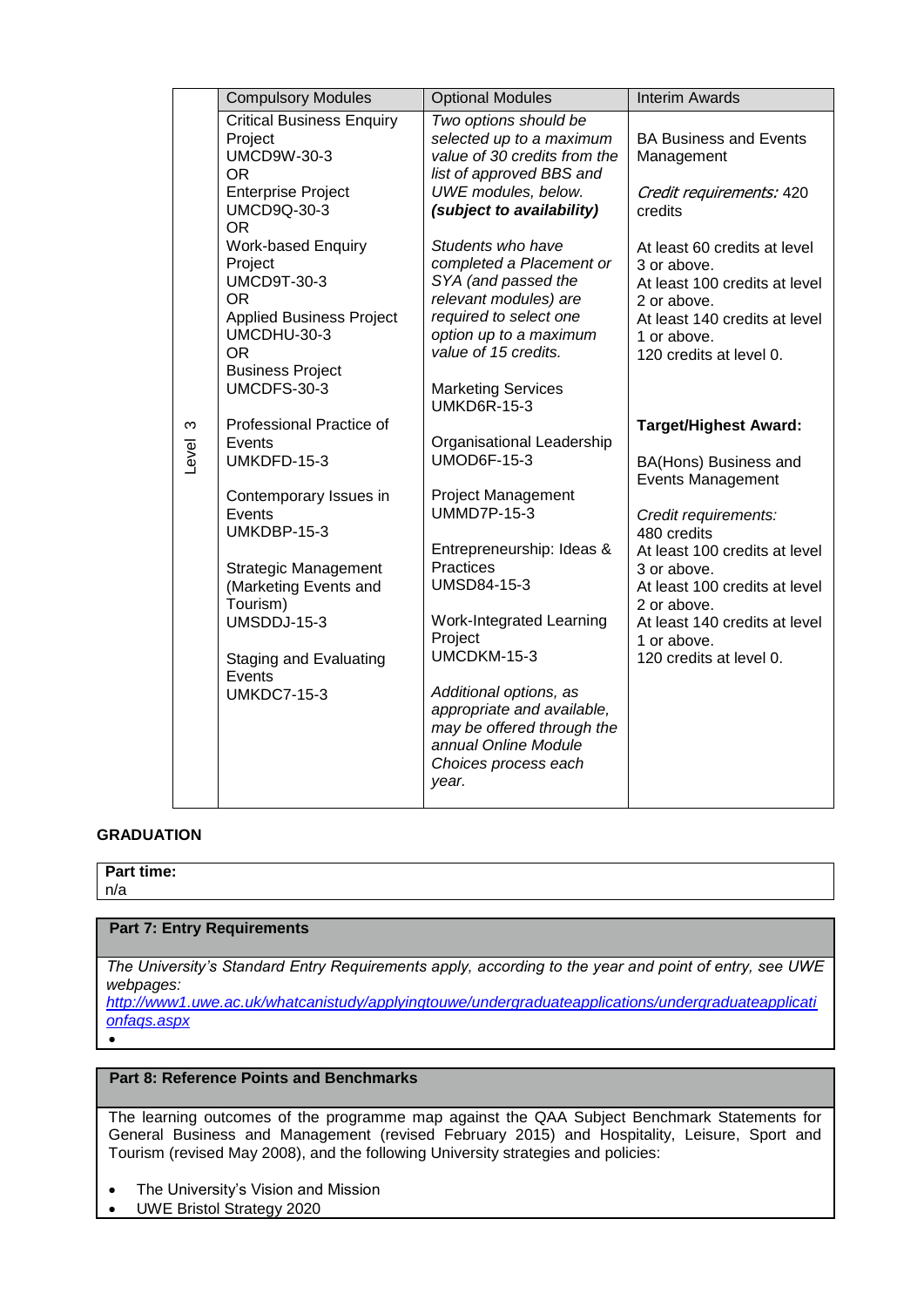| | Compulsory Modules | Optional Modules | Interim Awards |
|---|---|---|---|
| Level 3 | Critical Business Enquiry Project UMCD9W-30-3<br>OR<br>Enterprise Project UMCD9Q-30-3<br>OR<br>Work-based Enquiry Project UMCD9T-30-3<br>OR<br>Applied Business Project UMCDHU-30-3<br>OR<br>Business Project UMCDFS-30-3<br><br>Professional Practice of Events UMKDFD-15-3<br><br>Contemporary Issues in Events UMKDBP-15-3<br><br>Strategic Management (Marketing Events and Tourism) UMSDDJ-15-3<br><br>Staging and Evaluating Events UMKDC7-15-3 | *Two options should be selected up to a maximum value of 30 credits from the list of approved BBS and UWE modules, below.* ***(subject to availability)***<br><br>*Students who have completed a Placement or SYA (and passed the relevant modules) are required to select one option up to a maximum value of 15 credits.*<br><br>Marketing Services UMKD6R-15-3<br><br>Organisational Leadership UMOD6F-15-3<br><br>Project Management UMMD7P-15-3<br><br>Entrepreneurship: Ideas & Practices UMSD84-15-3<br><br>Work-Integrated Learning Project UMCDKM-15-3<br><br>*Additional options, as appropriate and available, may be offered through the annual Online Module Choices process each year.* | BA Business and Events Management<br><br>*Credit requirements:* 420 credits<br><br>At least 60 credits at level 3 or above.<br>At least 100 credits at level 2 or above.<br>At least 140 credits at level 1 or above.<br>120 credits at level 0.<br><br>**Target/Highest Award:**<br><br>BA(Hons) Business and Events Management<br><br>*Credit requirements:* 480 credits<br>At least 100 credits at level 3 or above.<br>At least 100 credits at level 2 or above.<br>At least 140 credits at level 1 or above.<br>120 credits at level 0. |

**GRADUATION**

**Part time:**
n/a

## Part 7: Entry Requirements

*The University's Standard Entry Requirements apply, according to the year and point of entry, see UWE webpages:*
*http://www1.uwe.ac.uk/whatcanistudy/applyingtouwe/undergraduateapplications/undergraduateapplicationfaqs.aspx*

## Part 8: Reference Points and Benchmarks

The learning outcomes of the programme map against the QAA Subject Benchmark Statements for General Business and Management (revised February 2015) and Hospitality, Leisure, Sport and Tourism (revised May 2008), and the following University strategies and policies:

- The University's Vision and Mission
- UWE Bristol Strategy 2020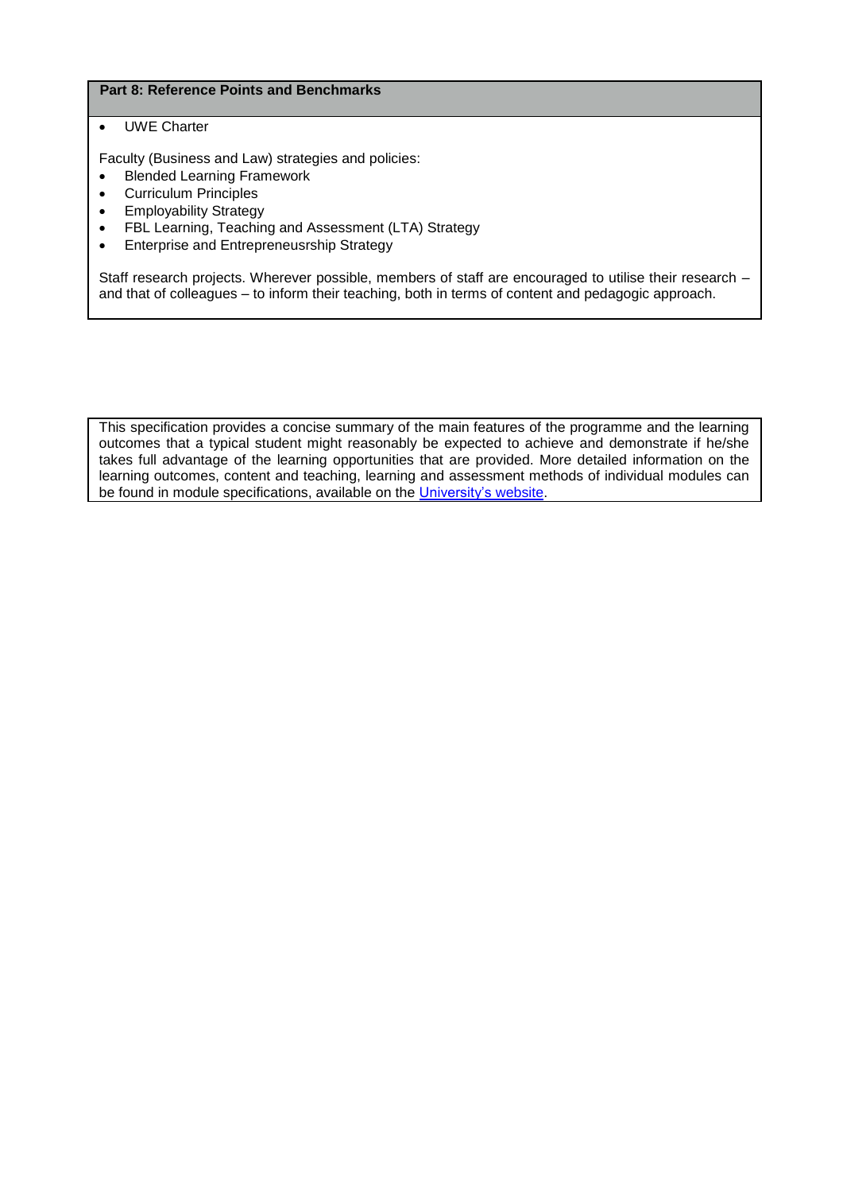## Part 8: Reference Points and Benchmarks

- UWE Charter

Faculty (Business and Law) strategies and policies:

- Blended Learning Framework
- Curriculum Principles
- Employability Strategy
- FBL Learning, Teaching and Assessment (LTA) Strategy
- Enterprise and Entrepreneusrship Strategy

Staff research projects. Wherever possible, members of staff are encouraged to utilise their research – and that of colleagues – to inform their teaching, both in terms of content and pedagogic approach.

This specification provides a concise summary of the main features of the programme and the learning outcomes that a typical student might reasonably be expected to achieve and demonstrate if he/she takes full advantage of the learning opportunities that are provided. More detailed information on the learning outcomes, content and teaching, learning and assessment methods of individual modules can be found in module specifications, available on the University's website.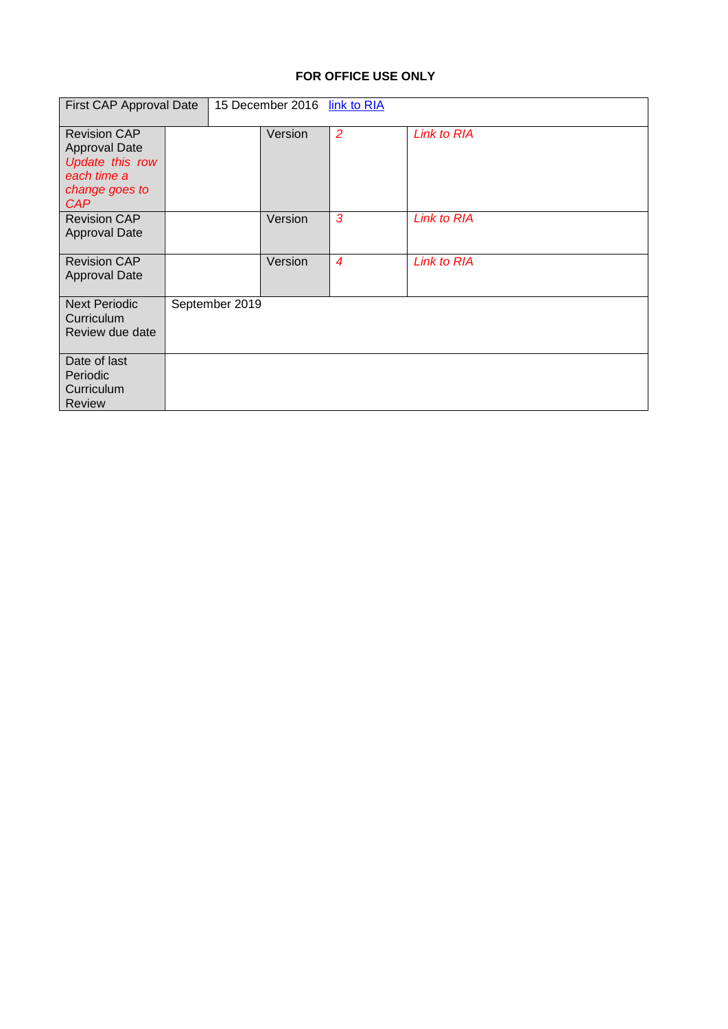**FOR OFFICE USE ONLY**

| | | | | |
|---|---|---|---|---|
| First CAP Approval Date | 15 December 2016 link to RIA | | | |
| Revision CAP Approval Date *Update this row each time a change goes to CAP* | | Version | *2* | *Link to RIA* |
| Revision CAP Approval Date | | Version | *3* | *Link to RIA* |
| Revision CAP Approval Date | | Version | *4* | *Link to RIA* |
| Next Periodic Curriculum Review due date | September 2019 | | | |
| Date of last Periodic Curriculum Review | | | | |